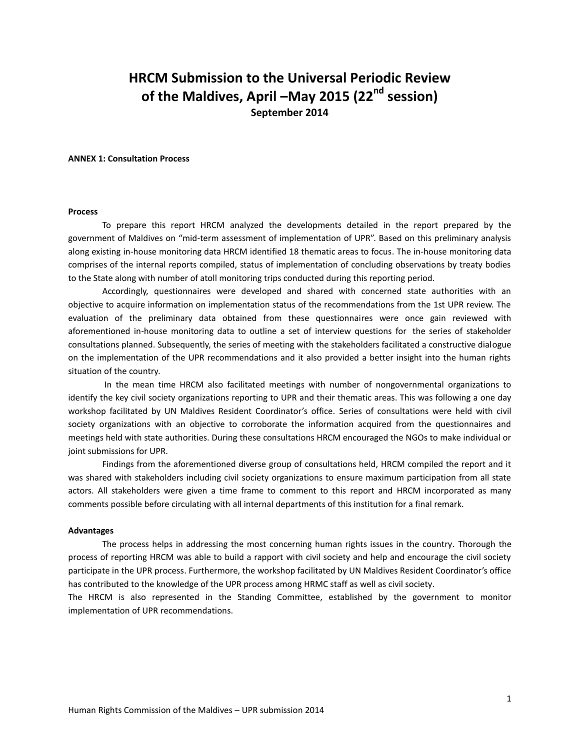# HRCM Submission to the Universal Periodic Review of the Maldives, April –May 2015 (22nd session)

**September 2014**

**ANNEX 1: Consultation Process**

**Process**

To prepare this report HRCM analyzed the developments detailed in the report prepared by the government of Maldives on "mid-term assessment of implementation of UPR". Based on this preliminary analysis along existing in-house monitoring data HRCM identified 18 thematic areas to focus. The in-house monitoring data comprises of the internal reports compiled, status of implementation of concluding observations by treaty bodies to the State along with number of atoll monitoring trips conducted during this reporting period.

Accordingly, questionnaires were developed and shared with concerned state authorities with an objective to acquire information on implementation status of the recommendations from the 1st UPR review. The evaluation of the preliminary data obtained from these questionnaires were once gain reviewed with aforementioned in-house monitoring data to outline a set of interview questions for the series of stakeholder consultations planned. Subsequently, the series of meeting with the stakeholders facilitated a constructive dialogue on the implementation of the UPR recommendations and it also provided a better insight into the human rights situation of the country.

In the mean time HRCM also facilitated meetings with number of nongovernmental organizations to identify the key civil society organizations reporting to UPR and their thematic areas. This was following a one day workshop facilitated by UN Maldives Resident Coordinator's office. Series of consultations were held with civil society organizations with an objective to corroborate the information acquired from the questionnaires and meetings held with state authorities. During these consultations HRCM encouraged the NGOs to make individual or joint submissions for UPR.

Findings from the aforementioned diverse group of consultations held, HRCM compiled the report and it was shared with stakeholders including civil society organizations to ensure maximum participation from all state actors. All stakeholders were given a time frame to comment to this report and HRCM incorporated as many comments possible before circulating with all internal departments of this institution for a final remark.

**Advantages**

The process helps in addressing the most concerning human rights issues in the country. Thorough the process of reporting HRCM was able to build a rapport with civil society and help and encourage the civil society participate in the UPR process. Furthermore, the workshop facilitated by UN Maldives Resident Coordinator's office has contributed to the knowledge of the UPR process among HRMC staff as well as civil society.

The HRCM is also represented in the Standing Committee, established by the government to monitor implementation of UPR recommendations.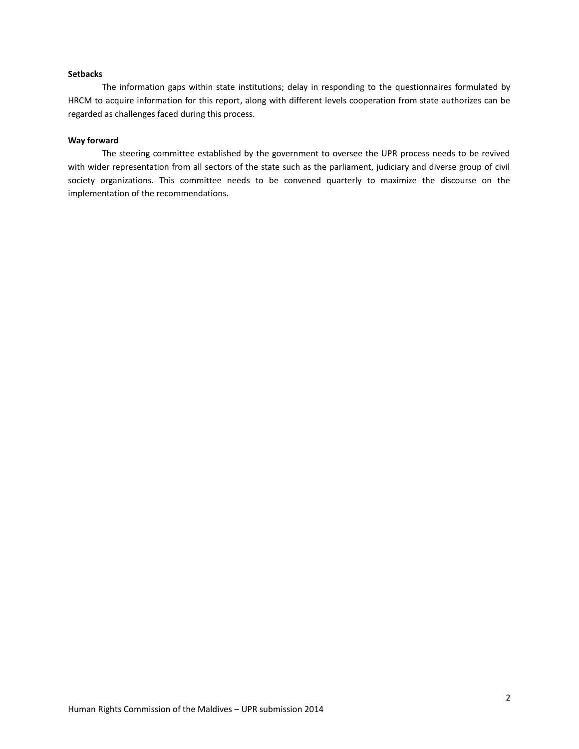**Setbacks**

The information gaps within state institutions; delay in responding to the questionnaires formulated by HRCM to acquire information for this report, along with different levels cooperation from state authorizes can be regarded as challenges faced during this process.

**Way forward**

The steering committee established by the government to oversee the UPR process needs to be revived with wider representation from all sectors of the state such as the parliament, judiciary and diverse group of civil society organizations. This committee needs to be convened quarterly to maximize the discourse on the implementation of the recommendations.